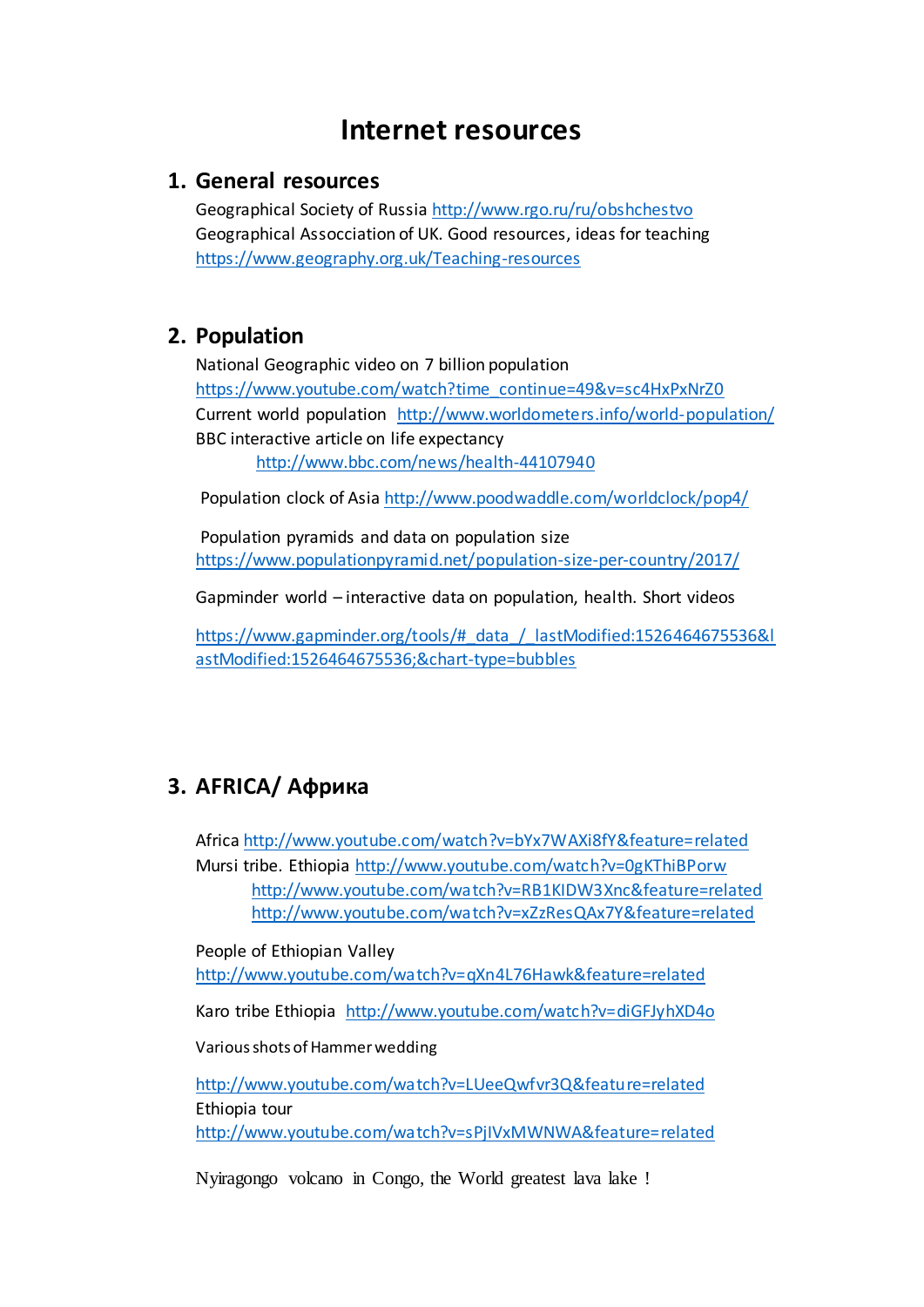# Internet resources

## 1. General resources

Geographical Society of Russia http://www.rgo.ru/ru/obshchestvo
Geographical Asscociation of UK. Good resources, ideas for teaching
https://www.geography.org.uk/Teaching-resources

## 2. Population

National Geographic video on 7 billion population
https://www.youtube.com/watch?time_continue=49&v=sc4HxPxNrZ0
Current world population http://www.worldometers.info/world-population/
BBC interactive article on life expectancy
http://www.bbc.com/news/health-44107940

Population clock of Asia http://www.poodwaddle.com/worldclock/pop4/

Population pyramids and data on population size
https://www.populationpyramid.net/population-size-per-country/2017/

Gapminder world – interactive data on population, health. Short videos

https://www.gapminder.org/tools/#_data_/_lastModified:1526464675536&lastModified:1526464675536;&chart-type=bubbles

## 3. AFRICA/ Африка

Africa http://www.youtube.com/watch?v=bYx7WAXi8fY&feature=related
Mursi tribe. Ethiopia http://www.youtube.com/watch?v=0gKThiBPorw
http://www.youtube.com/watch?v=RB1KIDW3Xnc&feature=related
http://www.youtube.com/watch?v=xZzResQAx7Y&feature=related

People of Ethiopian Valley
http://www.youtube.com/watch?v=qXn4L76Hawk&feature=related

Karo tribe Ethiopia http://www.youtube.com/watch?v=diGFJyhXD4o

Various shots of Hammer wedding

http://www.youtube.com/watch?v=LUeeQwfvr3Q&feature=related
Ethiopia tour
http://www.youtube.com/watch?v=sPjIVxMWNWA&feature=related

Nyiragongo volcano in Congo, the World greatest lava lake !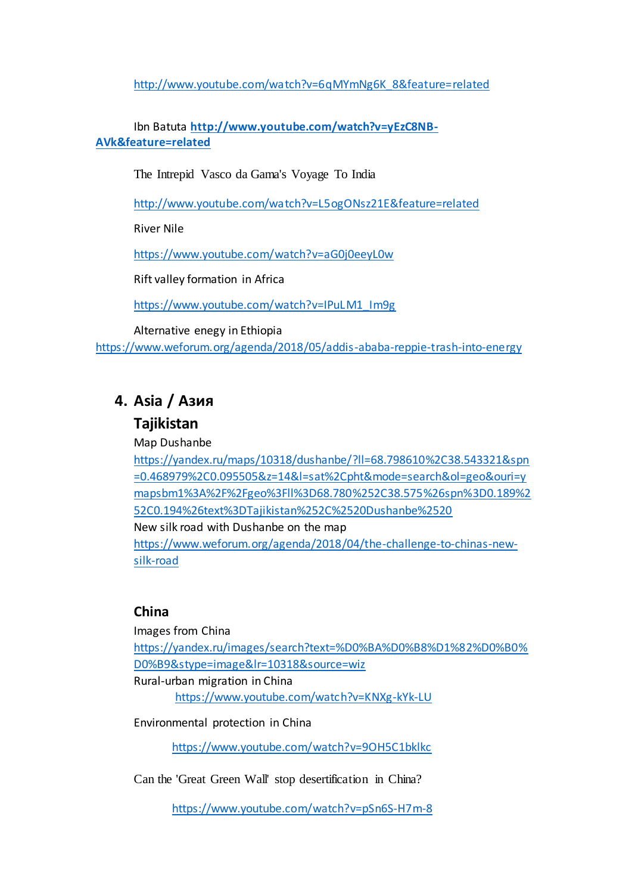http://www.youtube.com/watch?v=6qMYmNg6K_8&feature=related

Ibn Batuta **http://www.youtube.com/watch?v=yEzC8NB-AVk&feature=related**

The Intrepid Vasco da Gama's Voyage To India

http://www.youtube.com/watch?v=L5ogONsz21E&feature=related

River Nile

https://www.youtube.com/watch?v=aG0j0eeyL0w

Rift valley formation in Africa

https://www.youtube.com/watch?v=IPuLM1_Im9g

Alternative enegy in Ethiopia
https://www.weforum.org/agenda/2018/05/addis-ababa-reppie-trash-into-energy

## 4. Asia / Азия

### Tajikistan

Map Dushanbe
https://yandex.ru/maps/10318/dushanbe/?ll=68.798610%2C38.543321&spn=0.468979%2C0.095505&z=14&l=sat%2Cpht&mode=search&ol=geo&ouri=ymapsbm1%3A%2F%2Fgeo%3Fll%3D68.780%252C38.575%26spn%3D0.189%252C0.194%26text%3DTajikistan%252C%2520Dushanbe%2520
New silk road with Dushanbe on the map
https://www.weforum.org/agenda/2018/04/the-challenge-to-chinas-new-silk-road

### China

Images from China
https://yandex.ru/images/search?text=%D0%BA%D0%B8%D1%82%D0%B0%D0%B9&stype=image&lr=10318&source=wiz
Rural-urban migration in China
https://www.youtube.com/watch?v=KNXg-kYk-LU

Environmental protection in China

https://www.youtube.com/watch?v=9OH5C1bklkc

Can the 'Great Green Wall' stop desertification in China?

https://www.youtube.com/watch?v=pSn6S-H7m-8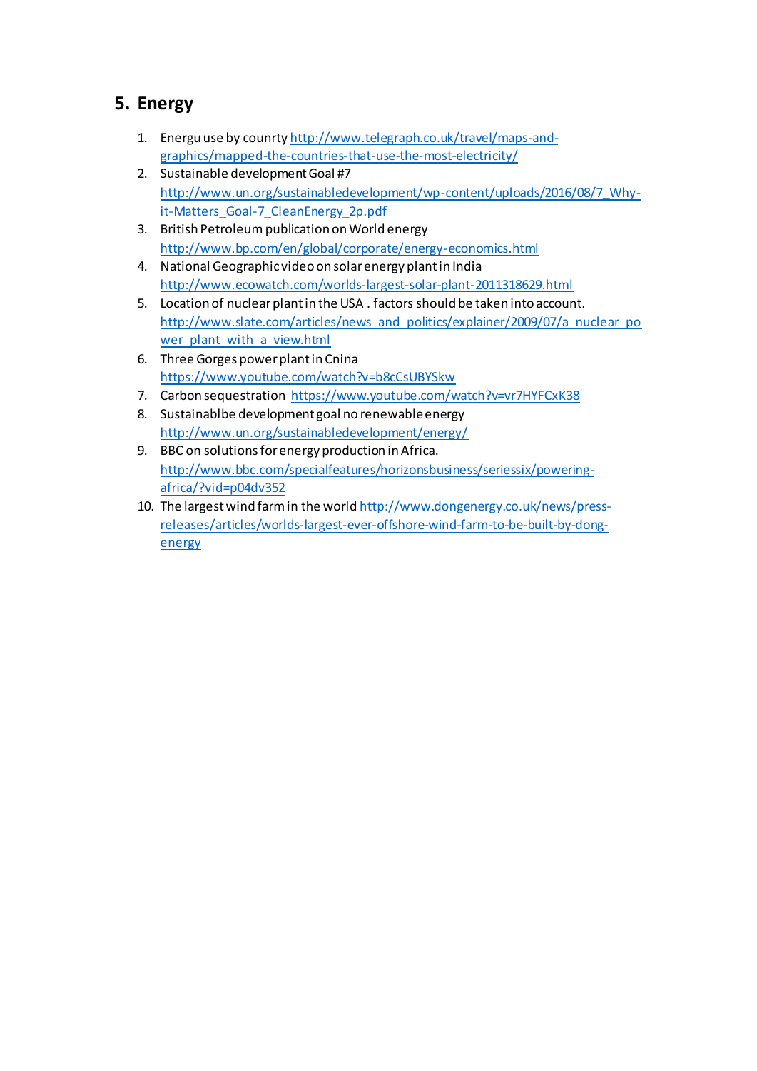## 5. Energy

1. Energu use by counrty http://www.telegraph.co.uk/travel/maps-and-graphics/mapped-the-countries-that-use-the-most-electricity/
2. Sustainable development Goal #7 http://www.un.org/sustainabledevelopment/wp-content/uploads/2016/08/7_Why-it-Matters_Goal-7_CleanEnergy_2p.pdf
3. British Petroleum publication on World energy http://www.bp.com/en/global/corporate/energy-economics.html
4. National Geographic video on solar energy plant in India http://www.ecowatch.com/worlds-largest-solar-plant-2011318629.html
5. Location of nuclear plant in the USA . factors should be taken into account. http://www.slate.com/articles/news_and_politics/explainer/2009/07/a_nuclear_power_plant_with_a_view.html
6. Three Gorges power plant in Cnina https://www.youtube.com/watch?v=b8cCsUBYSkw
7. Carbon sequestration https://www.youtube.com/watch?v=vr7HYFCxK38
8. Sustainablbe development goal no renewable energy http://www.un.org/sustainabledevelopment/energy/
9. BBC on solutions for energy production in Africa. http://www.bbc.com/specialfeatures/horizonsbusiness/seriessix/powering-africa/?vid=p04dv352
10. The largest wind farm in the world http://www.dongenergy.co.uk/news/press-releases/articles/worlds-largest-ever-offshore-wind-farm-to-be-built-by-dong-energy